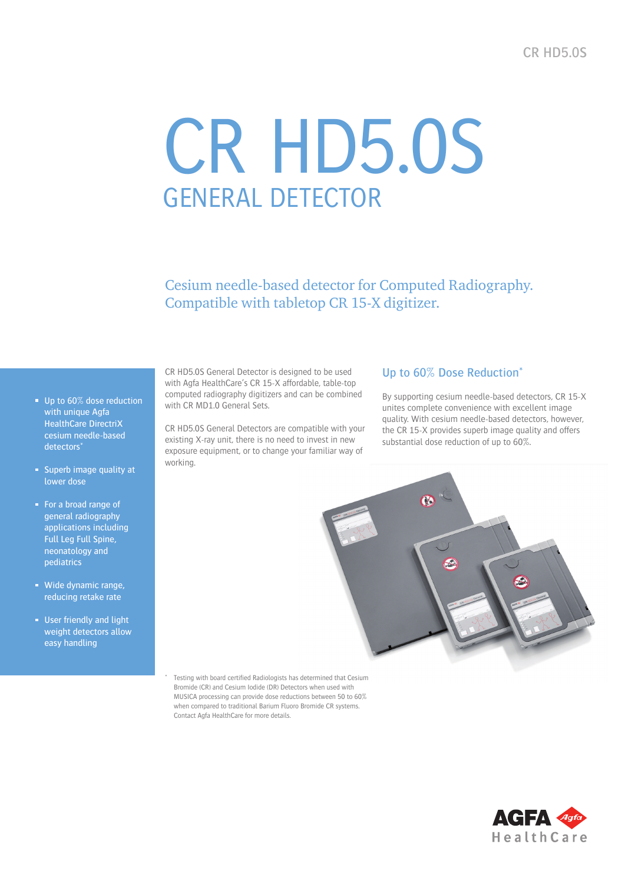# CR HD5.0S

## GENERAL DETECTOR

### Cesium needle-based detector for Computed Radiography. Compatible with tabletop CR 15-X digitizer.

- Up to 60% dose reduction with unique Agfa HealthCare DirectriX cesium needle-based detectors*
- Superb image quality at lower dose
- For a broad range of general radiography applications including Full Leg Full Spine, neonatology and pediatrics
- Wide dynamic range, reducing retake rate
- User friendly and light weight detectors allow easy handling

CR HD5.0S General Detector is designed to be used with Agfa HealthCare's CR 15-X affordable, table-top computed radiography digitizers and can be combined with CR MD1.0 General Sets.

CR HD5.0S General Detectors are compatible with your existing X-ray unit, there is no need to invest in new exposure equipment, or to change your familiar way of working.

### Up to 60% Dose Reduction*

By supporting cesium needle-based detectors, CR 15-X unites complete convenience with excellent image quality. With cesium needle-based detectors, however, the CR 15-X provides superb image quality and offers substantial dose reduction of up to 60%.

* Testing with board certified Radiologists has determined that Cesium Bromide (CR) and Cesium Iodide (DR) Detectors when used with MUSICA processing can provide dose reductions between 50 to 60% when compared to traditional Barium Fluoro Bromide CR systems. Contact Agfa HealthCare for more details.

AGFA HealthCare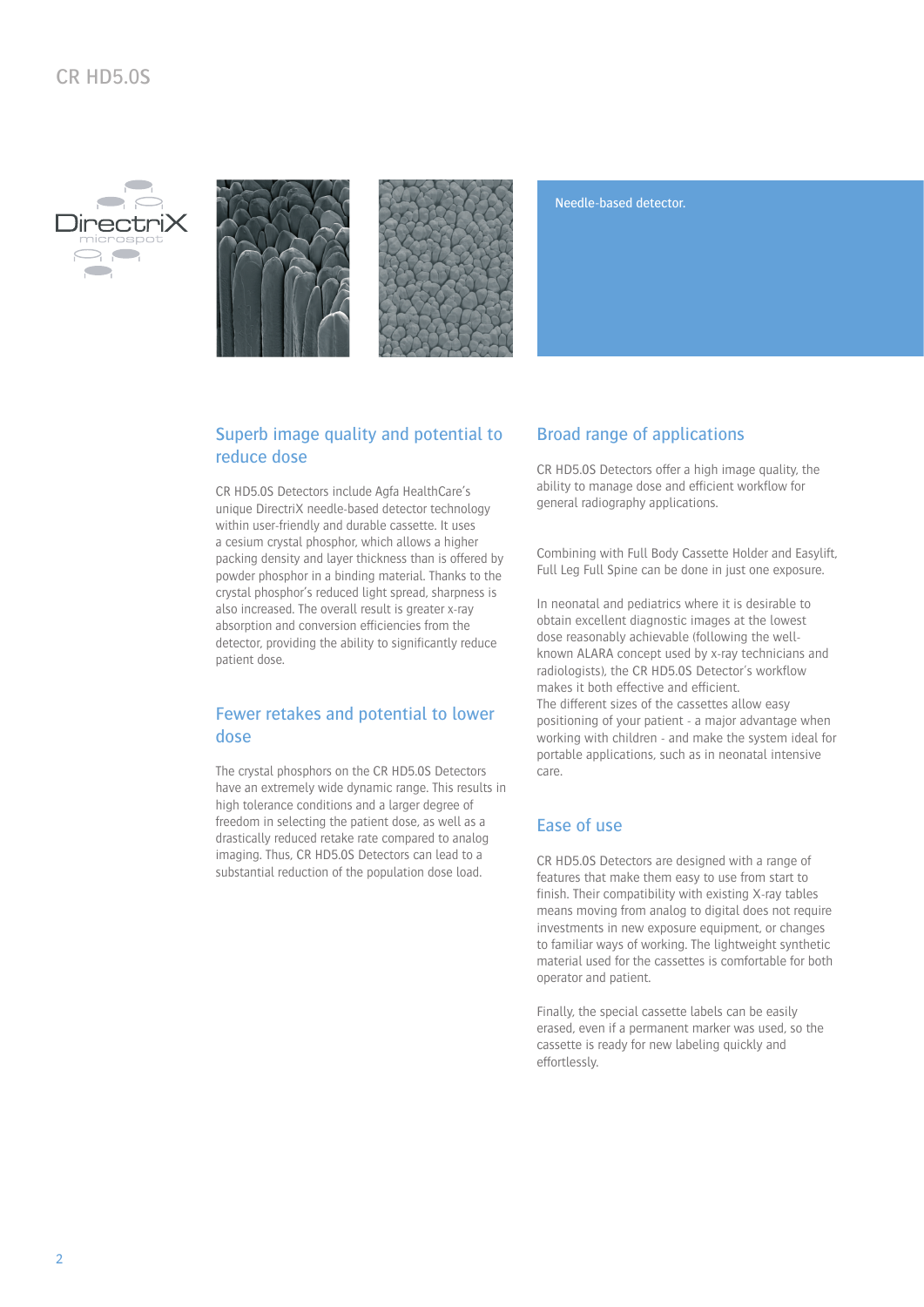# CR HD5.0S

Needle-based detector.

## Superb image quality and potential to reduce dose

CR HD5.0S Detectors include Agfa HealthCare's unique DirectriX needle-based detector technology within user-friendly and durable cassette. It uses a cesium crystal phosphor, which allows a higher packing density and layer thickness than is offered by powder phosphor in a binding material. Thanks to the crystal phosphor's reduced light spread, sharpness is also increased. The overall result is greater x-ray absorption and conversion efficiencies from the detector, providing the ability to significantly reduce patient dose.

## Fewer retakes and potential to lower dose

The crystal phosphors on the CR HD5.0S Detectors have an extremely wide dynamic range. This results in high tolerance conditions and a larger degree of freedom in selecting the patient dose, as well as a drastically reduced retake rate compared to analog imaging. Thus, CR HD5.0S Detectors can lead to a substantial reduction of the population dose load.

## Broad range of applications

CR HD5.0S Detectors offer a high image quality, the ability to manage dose and efficient workflow for general radiography applications.

Combining with Full Body Cassette Holder and Easylift, Full Leg Full Spine can be done in just one exposure.

In neonatal and pediatrics where it is desirable to obtain excellent diagnostic images at the lowest dose reasonably achievable (following the well-known ALARA concept used by x-ray technicians and radiologists), the CR HD5.0S Detector's workflow makes it both effective and efficient.
The different sizes of the cassettes allow easy positioning of your patient - a major advantage when working with children - and make the system ideal for portable applications, such as in neonatal intensive care.

## Ease of use

CR HD5.0S Detectors are designed with a range of features that make them easy to use from start to finish. Their compatibility with existing X-ray tables means moving from analog to digital does not require investments in new exposure equipment, or changes to familiar ways of working. The lightweight synthetic material used for the cassettes is comfortable for both operator and patient.

Finally, the special cassette labels can be easily erased, even if a permanent marker was used, so the cassette is ready for new labeling quickly and effortlessly.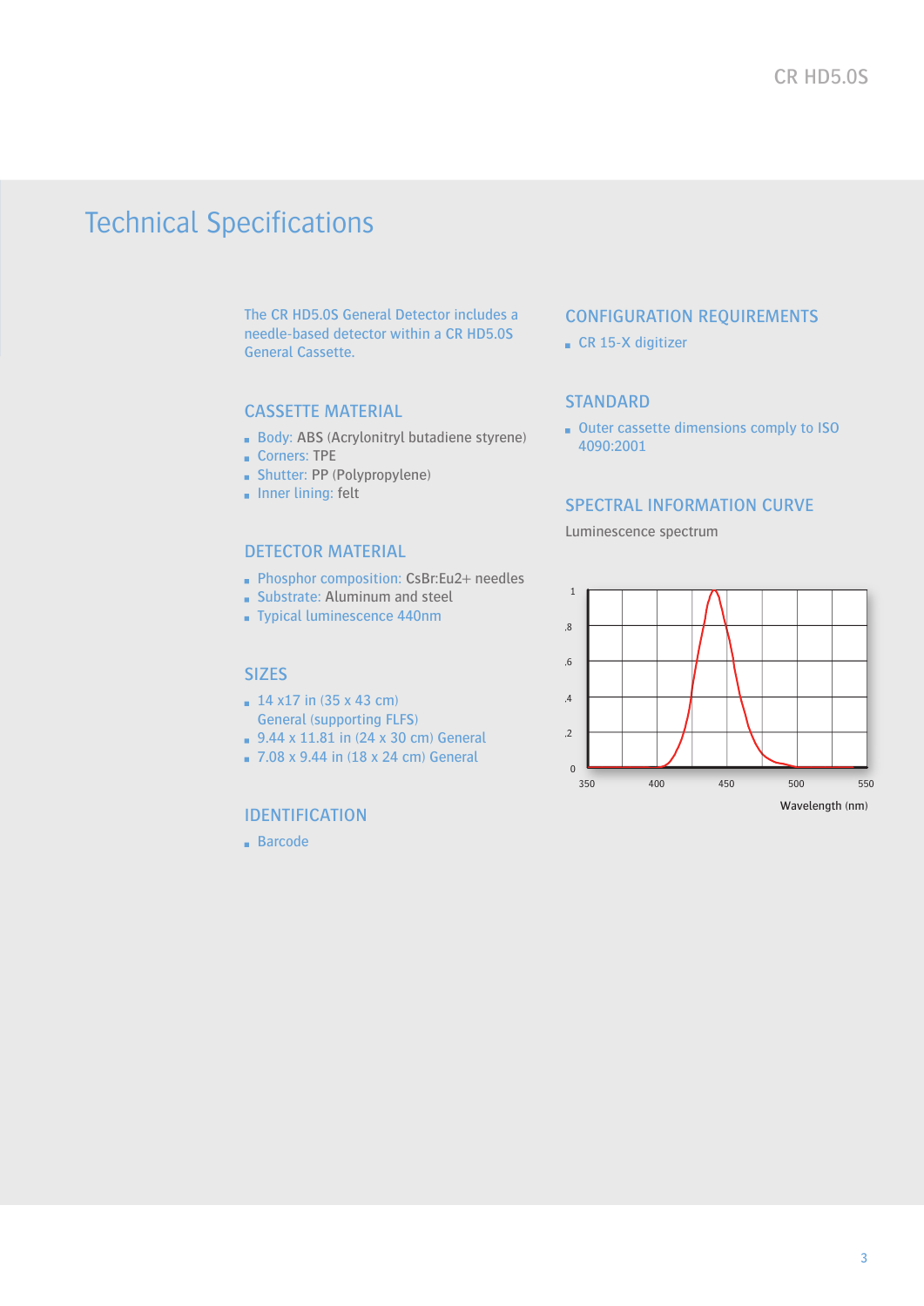# Technical Specifications

The CR HD5.0S General Detector includes a needle-based detector within a CR HD5.0S General Cassette.

## CASSETTE MATERIAL

- Body: ABS (Acrylonitryl butadiene styrene)
- Corners: TPE
- Shutter: PP (Polypropylene)
- Inner lining: felt

## DETECTOR MATERIAL

- Phosphor composition: CsBr:Eu2+ needles
- Substrate: Aluminum and steel
- Typical luminescence 440nm

## SIZES

- 14 x17 in (35 x 43 cm) General (supporting FLFS)
- 9.44 x 11.81 in (24 x 30 cm) General
- 7.08 x 9.44 in (18 x 24 cm) General

## IDENTIFICATION

- Barcode

## CONFIGURATION REQUIREMENTS

- CR 15-X digitizer

## STANDARD

- Outer cassette dimensions comply to ISO 4090:2001

## SPECTRAL INFORMATION CURVE

Luminescence spectrum

1
,8
,6
,4
,2
0
350
400
450
500
550
Wavelength (nm)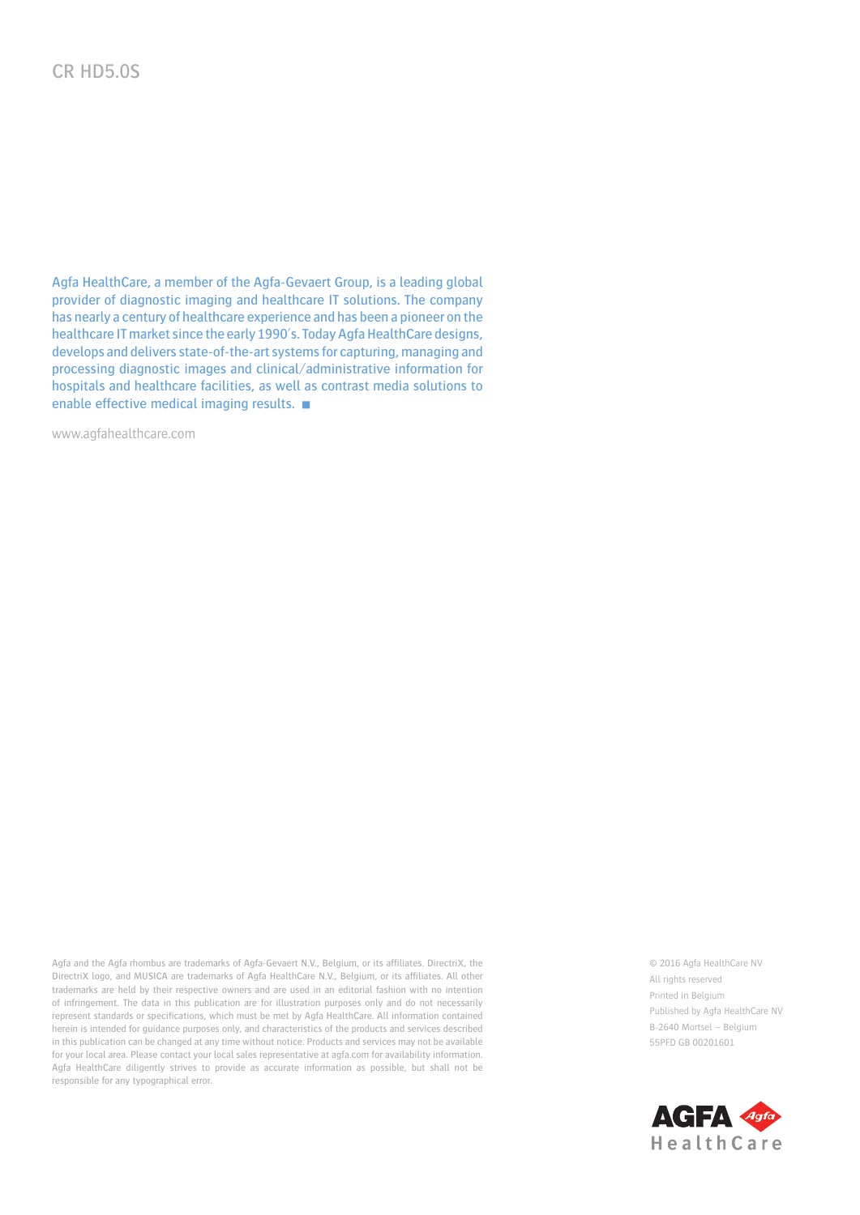CR HD5.0S

Agfa HealthCare, a member of the Agfa-Gevaert Group, is a leading global provider of diagnostic imaging and healthcare IT solutions. The company has nearly a century of healthcare experience and has been a pioneer on the healthcare IT market since the early 1990's. Today Agfa HealthCare designs, develops and delivers state-of-the-art systems for capturing, managing and processing diagnostic images and clinical/administrative information for hospitals and healthcare facilities, as well as contrast media solutions to enable effective medical imaging results. ■

www.agfahealthcare.com

Agfa and the Agfa rhombus are trademarks of Agfa-Gevaert N.V., Belgium, or its affiliates. DirectriX, the DirectriX logo, and MUSICA are trademarks of Agfa HealthCare N.V., Belgium, or its affiliates. All other trademarks are held by their respective owners and are used in an editorial fashion with no intention of infringement. The data in this publication are for illustration purposes only and do not necessarily represent standards or specifications, which must be met by Agfa HealthCare. All information contained herein is intended for guidance purposes only, and characteristics of the products and services described in this publication can be changed at any time without notice. Products and services may not be available for your local area. Please contact your local sales representative at agfa.com for availability information. Agfa HealthCare diligently strives to provide as accurate information as possible, but shall not be responsible for any typographical error.

© 2016 Agfa HealthCare NV
All rights reserved
Printed in Belgium
Published by Agfa HealthCare NV
B-2640 Mortsel – Belgium
55PFD GB 00201601

AGFA HealthCare